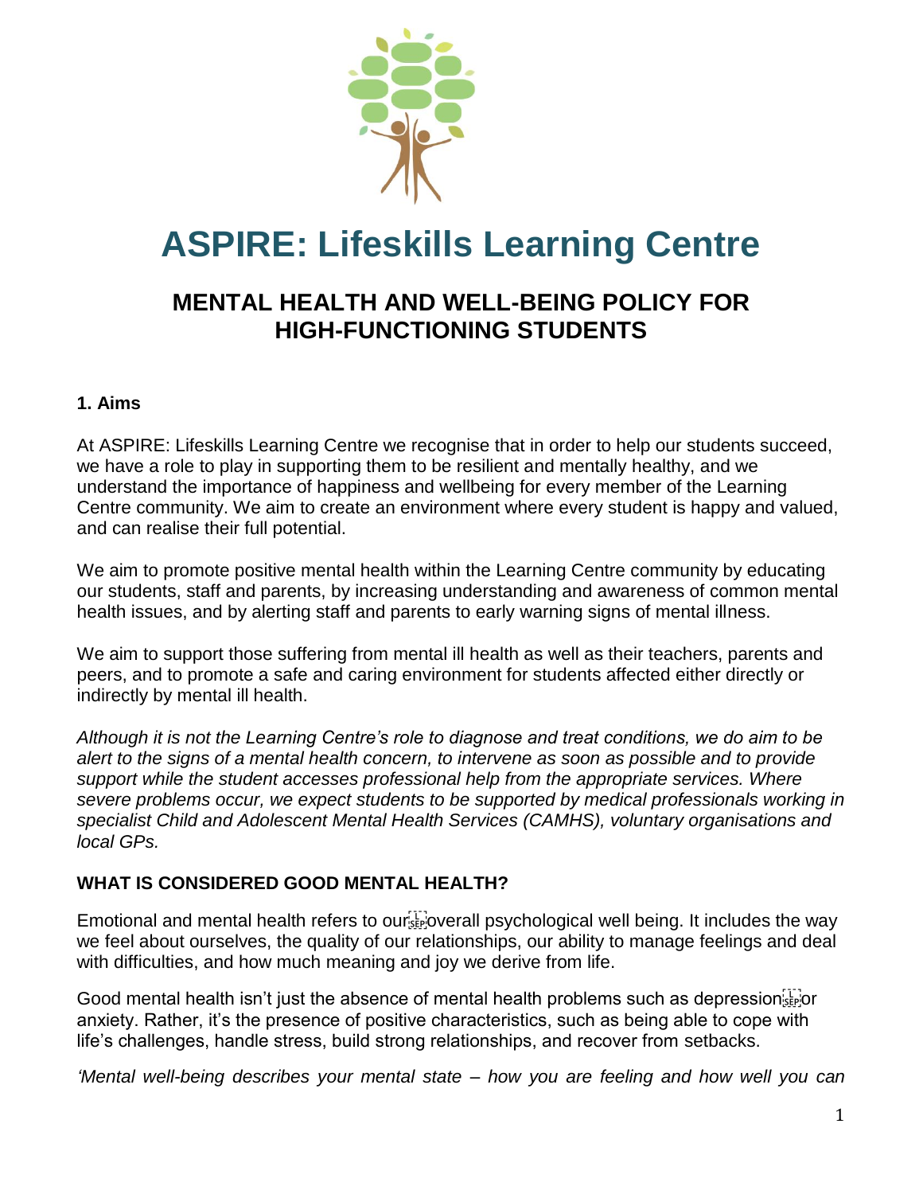# ASPIRE: Lifeskills Learning Centre

## MENTAL HEALTH AND WELL-BEING POLICY FOR HIGH-FUNCTIONING STUDENTS

### 1. Aims

At ASPIRE: Lifeskills Learning Centre we recognise that in order to help our students succeed, we have a role to play in supporting them to be resilient and mentally healthy, and we understand the importance of happiness and wellbeing for every member of the Learning Centre community. We aim to create an environment where every student is happy and valued, and can realise their full potential.

We aim to promote positive mental health within the Learning Centre community by educating our students, staff and parents, by increasing understanding and awareness of common mental health issues, and by alerting staff and parents to early warning signs of mental illness.

We aim to support those suffering from mental ill health as well as their teachers, parents and peers, and to promote a safe and caring environment for students affected either directly or indirectly by mental ill health.

*Although it is not the Learning Centre's role to diagnose and treat conditions, we do aim to be alert to the signs of a mental health concern, to intervene as soon as possible and to provide support while the student accesses professional help from the appropriate services. Where severe problems occur, we expect students to be supported by medical professionals working in specialist Child and Adolescent Mental Health Services (CAMHS), voluntary organisations and local GPs.*

### WHAT IS CONSIDERED GOOD MENTAL HEALTH?

Emotional and mental health refers to our overall psychological well being. It includes the way we feel about ourselves, the quality of our relationships, our ability to manage feelings and deal with difficulties, and how much meaning and joy we derive from life.

Good mental health isn't just the absence of mental health problems such as depression or anxiety. Rather, it's the presence of positive characteristics, such as being able to cope with life's challenges, handle stress, build strong relationships, and recover from setbacks.

*'Mental well-being describes your mental state – how you are feeling and how well you can*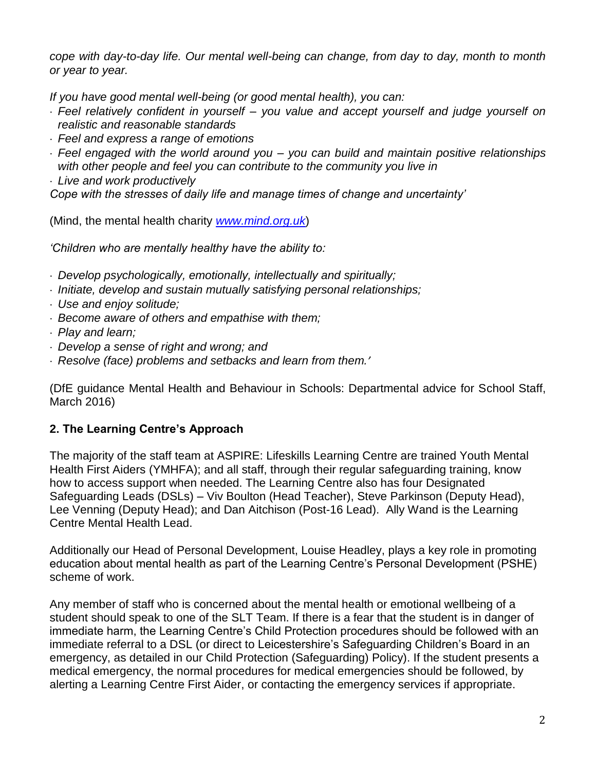*cope with day-to-day life. Our mental well-being can change, from day to day, month to month or year to year.*

*If you have good mental well-being (or good mental health), you can:*

- *Feel relatively confident in yourself – you value and accept yourself and judge yourself on realistic and reasonable standards*
- *Feel and express a range of emotions*
- *Feel engaged with the world around you – you can build and maintain positive relationships with other people and feel you can contribute to the community you live in*
- *Live and work productively*

*Cope with the stresses of daily life and manage times of change and uncertainty'*

(Mind, the mental health charity *www.mind.org.uk*)

*'Children who are mentally healthy have the ability to:*

- *Develop psychologically, emotionally, intellectually and spiritually;*
- *Initiate, develop and sustain mutually satisfying personal relationships;*
- *Use and enjoy solitude;*
- *Become aware of others and empathise with them;*
- *Play and learn;*
- *Develop a sense of right and wrong; and*
- *Resolve (face) problems and setbacks and learn from them.'*

(DfE guidance Mental Health and Behaviour in Schools: Departmental advice for School Staff, March 2016)

## 2. The Learning Centre's Approach

The majority of the staff team at ASPIRE: Lifeskills Learning Centre are trained Youth Mental Health First Aiders (YMHFA); and all staff, through their regular safeguarding training, know how to access support when needed. The Learning Centre also has four Designated Safeguarding Leads (DSLs) – Viv Boulton (Head Teacher), Steve Parkinson (Deputy Head), Lee Venning (Deputy Head); and Dan Aitchison (Post-16 Lead). Ally Wand is the Learning Centre Mental Health Lead.

Additionally our Head of Personal Development, Louise Headley, plays a key role in promoting education about mental health as part of the Learning Centre's Personal Development (PSHE) scheme of work.

Any member of staff who is concerned about the mental health or emotional wellbeing of a student should speak to one of the SLT Team. If there is a fear that the student is in danger of immediate harm, the Learning Centre's Child Protection procedures should be followed with an immediate referral to a DSL (or direct to Leicestershire's Safeguarding Children's Board in an emergency, as detailed in our Child Protection (Safeguarding) Policy). If the student presents a medical emergency, the normal procedures for medical emergencies should be followed, by alerting a Learning Centre First Aider, or contacting the emergency services if appropriate.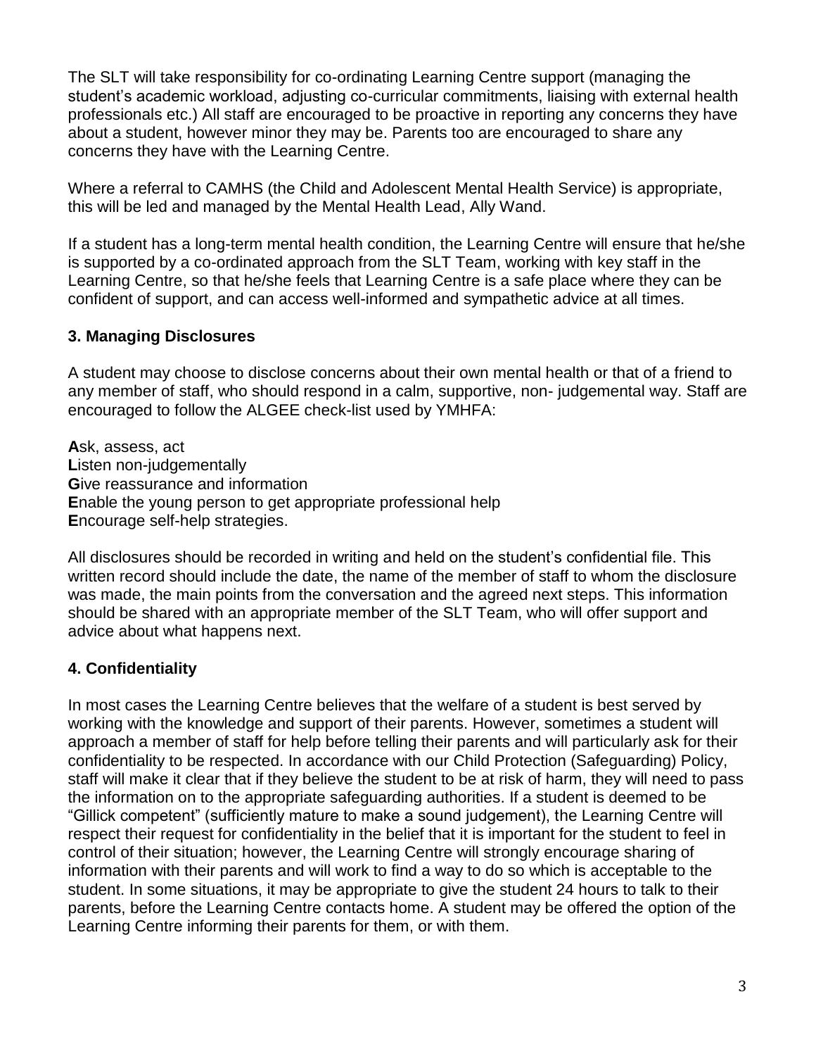The SLT will take responsibility for co-ordinating Learning Centre support (managing the student's academic workload, adjusting co-curricular commitments, liaising with external health professionals etc.) All staff are encouraged to be proactive in reporting any concerns they have about a student, however minor they may be. Parents too are encouraged to share any concerns they have with the Learning Centre.

Where a referral to CAMHS (the Child and Adolescent Mental Health Service) is appropriate, this will be led and managed by the Mental Health Lead, Ally Wand.

If a student has a long-term mental health condition, the Learning Centre will ensure that he/she is supported by a co-ordinated approach from the SLT Team, working with key staff in the Learning Centre, so that he/she feels that Learning Centre is a safe place where they can be confident of support, and can access well-informed and sympathetic advice at all times.

## 3. Managing Disclosures

A student may choose to disclose concerns about their own mental health or that of a friend to any member of staff, who should respond in a calm, supportive, non- judgemental way. Staff are encouraged to follow the ALGEE check-list used by YMHFA:

**A**sk, assess, act
**L**isten non-judgementally
**G**ive reassurance and information
**E**nable the young person to get appropriate professional help
**E**ncourage self-help strategies.

All disclosures should be recorded in writing and held on the student's confidential file. This written record should include the date, the name of the member of staff to whom the disclosure was made, the main points from the conversation and the agreed next steps. This information should be shared with an appropriate member of the SLT Team, who will offer support and advice about what happens next.

## 4. Confidentiality

In most cases the Learning Centre believes that the welfare of a student is best served by working with the knowledge and support of their parents. However, sometimes a student will approach a member of staff for help before telling their parents and will particularly ask for their confidentiality to be respected. In accordance with our Child Protection (Safeguarding) Policy, staff will make it clear that if they believe the student to be at risk of harm, they will need to pass the information on to the appropriate safeguarding authorities. If a student is deemed to be "Gillick competent" (sufficiently mature to make a sound judgement), the Learning Centre will respect their request for confidentiality in the belief that it is important for the student to feel in control of their situation; however, the Learning Centre will strongly encourage sharing of information with their parents and will work to find a way to do so which is acceptable to the student. In some situations, it may be appropriate to give the student 24 hours to talk to their parents, before the Learning Centre contacts home. A student may be offered the option of the Learning Centre informing their parents for them, or with them.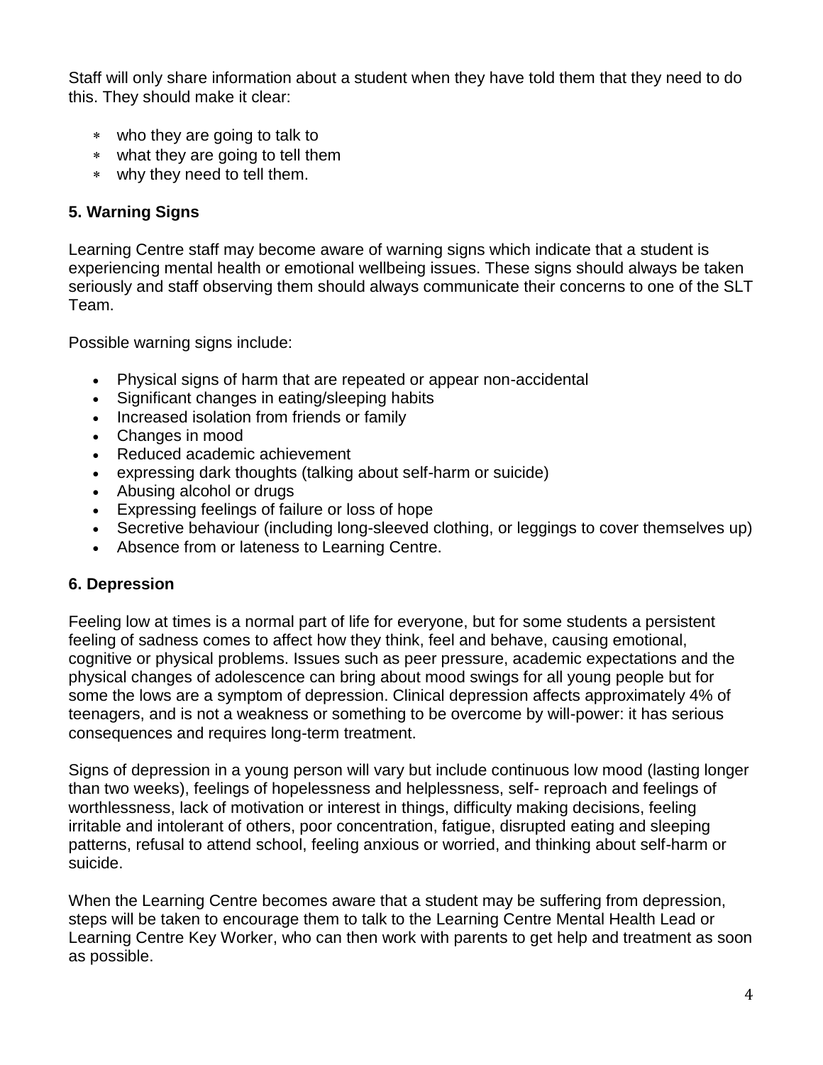Staff will only share information about a student when they have told them that they need to do this. They should make it clear:

- who they are going to talk to
- what they are going to tell them
- why they need to tell them.

## 5. Warning Signs

Learning Centre staff may become aware of warning signs which indicate that a student is experiencing mental health or emotional wellbeing issues. These signs should always be taken seriously and staff observing them should always communicate their concerns to one of the SLT Team.

Possible warning signs include:

- Physical signs of harm that are repeated or appear non-accidental
- Significant changes in eating/sleeping habits
- Increased isolation from friends or family
- Changes in mood
- Reduced academic achievement
- expressing dark thoughts (talking about self-harm or suicide)
- Abusing alcohol or drugs
- Expressing feelings of failure or loss of hope
- Secretive behaviour (including long-sleeved clothing, or leggings to cover themselves up)
- Absence from or lateness to Learning Centre.

## 6. Depression

Feeling low at times is a normal part of life for everyone, but for some students a persistent feeling of sadness comes to affect how they think, feel and behave, causing emotional, cognitive or physical problems. Issues such as peer pressure, academic expectations and the physical changes of adolescence can bring about mood swings for all young people but for some the lows are a symptom of depression. Clinical depression affects approximately 4% of teenagers, and is not a weakness or something to be overcome by will-power: it has serious consequences and requires long-term treatment.

Signs of depression in a young person will vary but include continuous low mood (lasting longer than two weeks), feelings of hopelessness and helplessness, self- reproach and feelings of worthlessness, lack of motivation or interest in things, difficulty making decisions, feeling irritable and intolerant of others, poor concentration, fatigue, disrupted eating and sleeping patterns, refusal to attend school, feeling anxious or worried, and thinking about self-harm or suicide.

When the Learning Centre becomes aware that a student may be suffering from depression, steps will be taken to encourage them to talk to the Learning Centre Mental Health Lead or Learning Centre Key Worker, who can then work with parents to get help and treatment as soon as possible.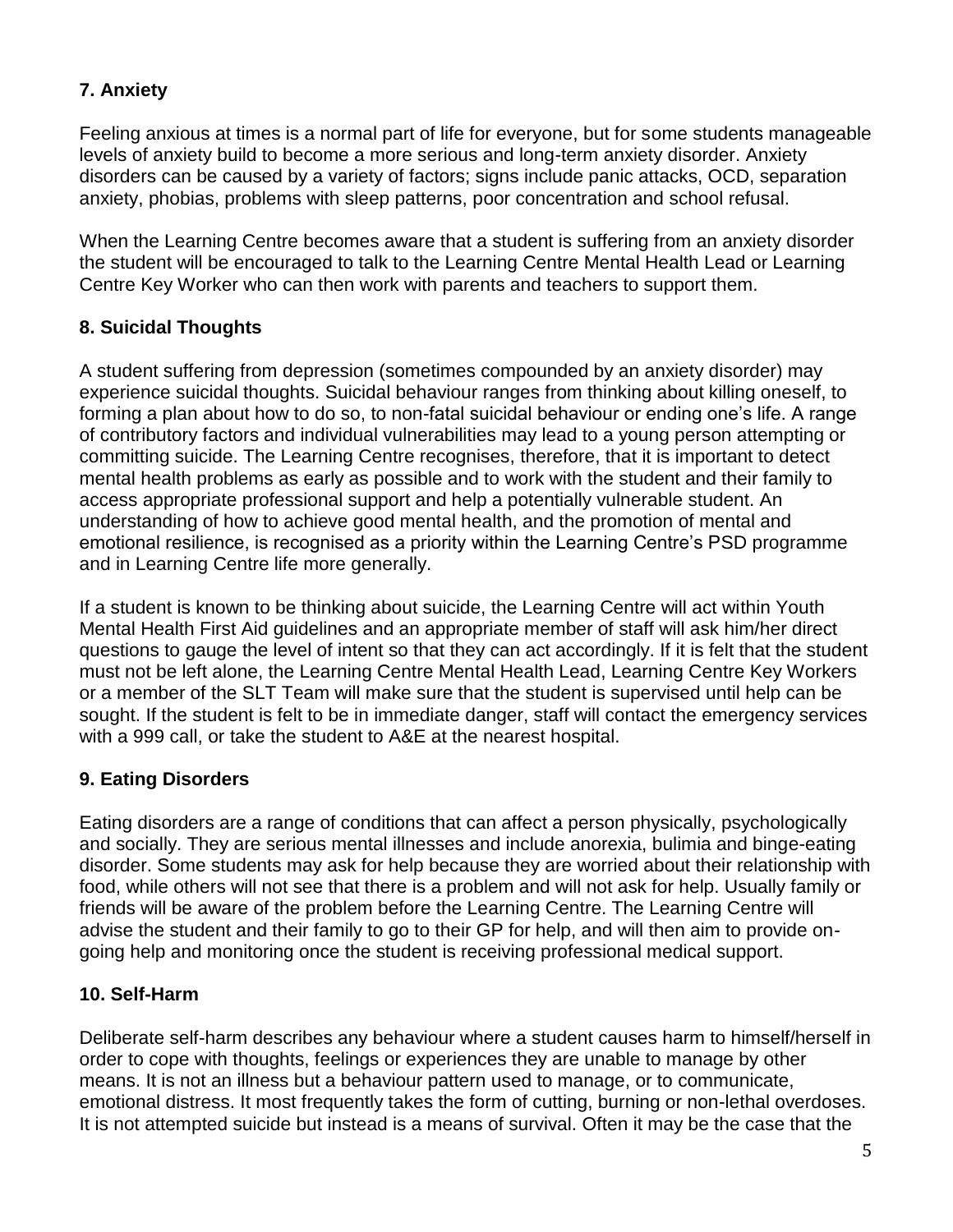## 7. Anxiety

Feeling anxious at times is a normal part of life for everyone, but for some students manageable levels of anxiety build to become a more serious and long-term anxiety disorder. Anxiety disorders can be caused by a variety of factors; signs include panic attacks, OCD, separation anxiety, phobias, problems with sleep patterns, poor concentration and school refusal.

When the Learning Centre becomes aware that a student is suffering from an anxiety disorder the student will be encouraged to talk to the Learning Centre Mental Health Lead or Learning Centre Key Worker who can then work with parents and teachers to support them.

## 8. Suicidal Thoughts

A student suffering from depression (sometimes compounded by an anxiety disorder) may experience suicidal thoughts. Suicidal behaviour ranges from thinking about killing oneself, to forming a plan about how to do so, to non-fatal suicidal behaviour or ending one's life. A range of contributory factors and individual vulnerabilities may lead to a young person attempting or committing suicide. The Learning Centre recognises, therefore, that it is important to detect mental health problems as early as possible and to work with the student and their family to access appropriate professional support and help a potentially vulnerable student. An understanding of how to achieve good mental health, and the promotion of mental and emotional resilience, is recognised as a priority within the Learning Centre's PSD programme and in Learning Centre life more generally.

If a student is known to be thinking about suicide, the Learning Centre will act within Youth Mental Health First Aid guidelines and an appropriate member of staff will ask him/her direct questions to gauge the level of intent so that they can act accordingly. If it is felt that the student must not be left alone, the Learning Centre Mental Health Lead, Learning Centre Key Workers or a member of the SLT Team will make sure that the student is supervised until help can be sought. If the student is felt to be in immediate danger, staff will contact the emergency services with a 999 call, or take the student to A&E at the nearest hospital.

## 9. Eating Disorders

Eating disorders are a range of conditions that can affect a person physically, psychologically and socially. They are serious mental illnesses and include anorexia, bulimia and binge-eating disorder. Some students may ask for help because they are worried about their relationship with food, while others will not see that there is a problem and will not ask for help. Usually family or friends will be aware of the problem before the Learning Centre. The Learning Centre will advise the student and their family to go to their GP for help, and will then aim to provide on-going help and monitoring once the student is receiving professional medical support.

## 10. Self-Harm

Deliberate self-harm describes any behaviour where a student causes harm to himself/herself in order to cope with thoughts, feelings or experiences they are unable to manage by other means. It is not an illness but a behaviour pattern used to manage, or to communicate, emotional distress. It most frequently takes the form of cutting, burning or non-lethal overdoses. It is not attempted suicide but instead is a means of survival. Often it may be the case that the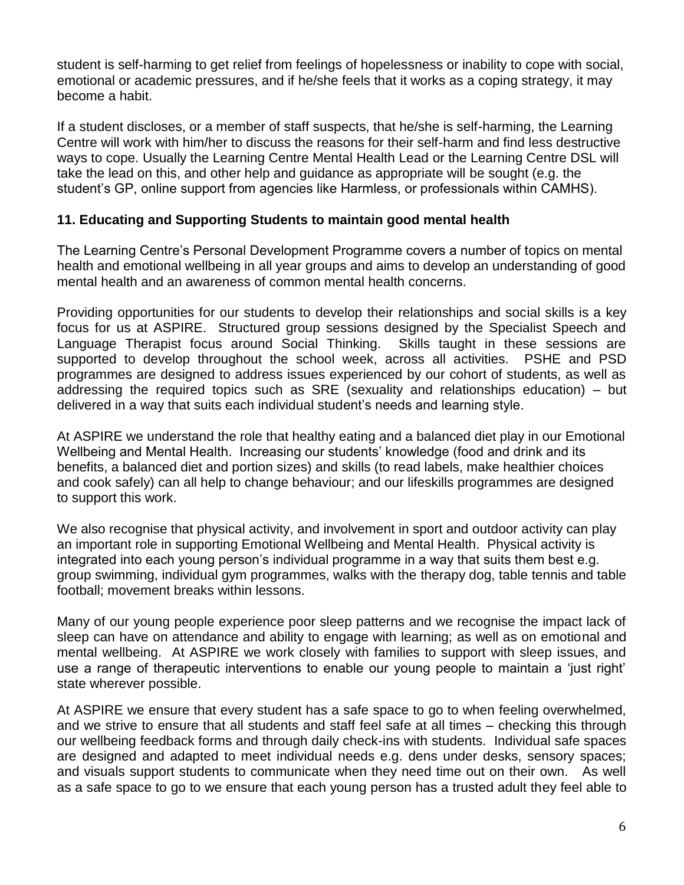student is self-harming to get relief from feelings of hopelessness or inability to cope with social, emotional or academic pressures, and if he/she feels that it works as a coping strategy, it may become a habit.

If a student discloses, or a member of staff suspects, that he/she is self-harming, the Learning Centre will work with him/her to discuss the reasons for their self-harm and find less destructive ways to cope. Usually the Learning Centre Mental Health Lead or the Learning Centre DSL will take the lead on this, and other help and guidance as appropriate will be sought (e.g. the student's GP, online support from agencies like Harmless, or professionals within CAMHS).

## 11. Educating and Supporting Students to maintain good mental health

The Learning Centre's Personal Development Programme covers a number of topics on mental health and emotional wellbeing in all year groups and aims to develop an understanding of good mental health and an awareness of common mental health concerns.

Providing opportunities for our students to develop their relationships and social skills is a key focus for us at ASPIRE. Structured group sessions designed by the Specialist Speech and Language Therapist focus around Social Thinking. Skills taught in these sessions are supported to develop throughout the school week, across all activities. PSHE and PSD programmes are designed to address issues experienced by our cohort of students, as well as addressing the required topics such as SRE (sexuality and relationships education) – but delivered in a way that suits each individual student's needs and learning style.

At ASPIRE we understand the role that healthy eating and a balanced diet play in our Emotional Wellbeing and Mental Health. Increasing our students' knowledge (food and drink and its benefits, a balanced diet and portion sizes) and skills (to read labels, make healthier choices and cook safely) can all help to change behaviour; and our lifeskills programmes are designed to support this work.

We also recognise that physical activity, and involvement in sport and outdoor activity can play an important role in supporting Emotional Wellbeing and Mental Health. Physical activity is integrated into each young person's individual programme in a way that suits them best e.g. group swimming, individual gym programmes, walks with the therapy dog, table tennis and table football; movement breaks within lessons.

Many of our young people experience poor sleep patterns and we recognise the impact lack of sleep can have on attendance and ability to engage with learning; as well as on emotional and mental wellbeing. At ASPIRE we work closely with families to support with sleep issues, and use a range of therapeutic interventions to enable our young people to maintain a 'just right' state wherever possible.

At ASPIRE we ensure that every student has a safe space to go to when feeling overwhelmed, and we strive to ensure that all students and staff feel safe at all times – checking this through our wellbeing feedback forms and through daily check-ins with students. Individual safe spaces are designed and adapted to meet individual needs e.g. dens under desks, sensory spaces; and visuals support students to communicate when they need time out on their own. As well as a safe space to go to we ensure that each young person has a trusted adult they feel able to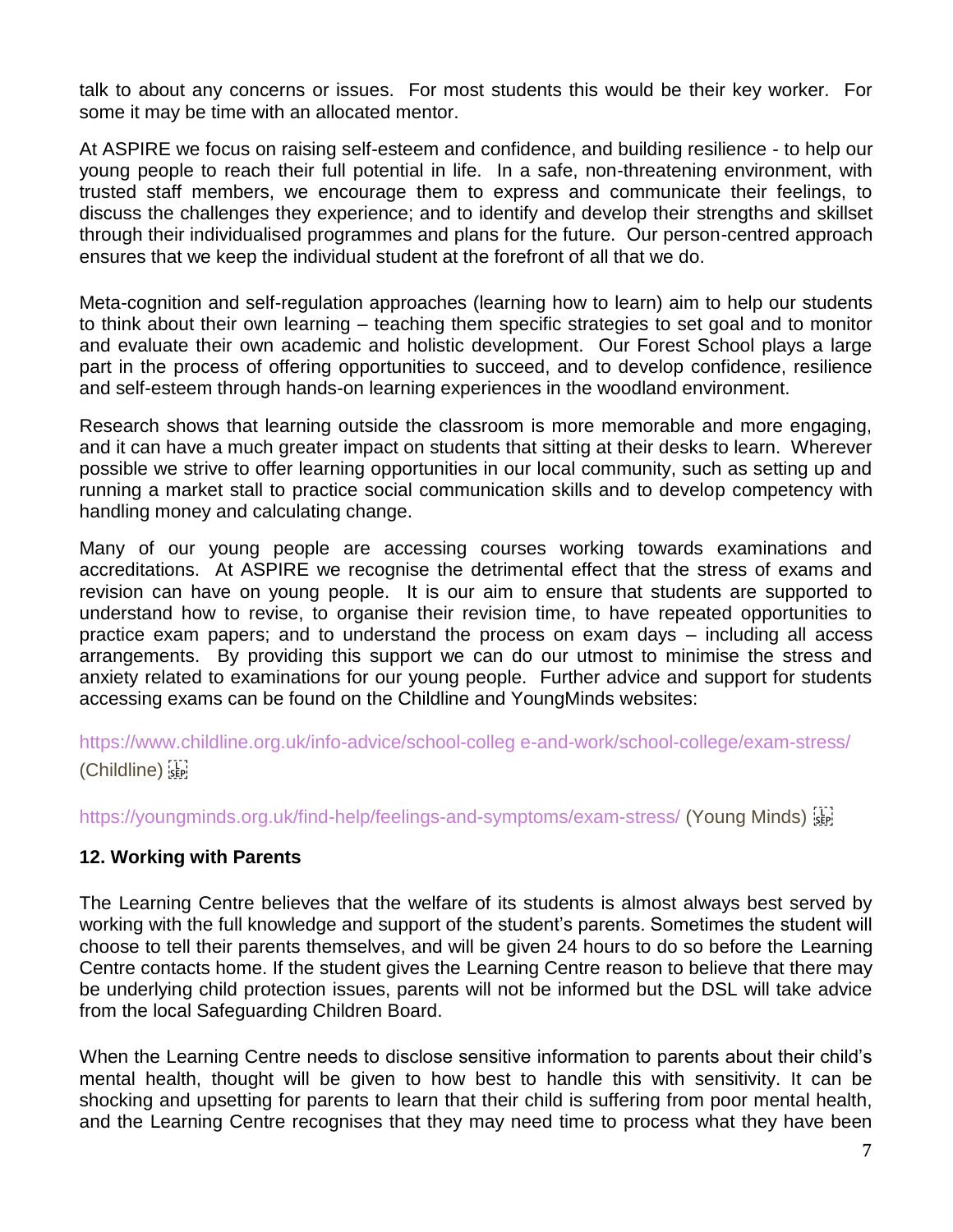talk to about any concerns or issues. For most students this would be their key worker. For some it may be time with an allocated mentor.

At ASPIRE we focus on raising self-esteem and confidence, and building resilience - to help our young people to reach their full potential in life. In a safe, non-threatening environment, with trusted staff members, we encourage them to express and communicate their feelings, to discuss the challenges they experience; and to identify and develop their strengths and skillset through their individualised programmes and plans for the future. Our person-centred approach ensures that we keep the individual student at the forefront of all that we do.

Meta-cognition and self-regulation approaches (learning how to learn) aim to help our students to think about their own learning – teaching them specific strategies to set goal and to monitor and evaluate their own academic and holistic development. Our Forest School plays a large part in the process of offering opportunities to succeed, and to develop confidence, resilience and self-esteem through hands-on learning experiences in the woodland environment.

Research shows that learning outside the classroom is more memorable and more engaging, and it can have a much greater impact on students that sitting at their desks to learn. Wherever possible we strive to offer learning opportunities in our local community, such as setting up and running a market stall to practice social communication skills and to develop competency with handling money and calculating change.

Many of our young people are accessing courses working towards examinations and accreditations. At ASPIRE we recognise the detrimental effect that the stress of exams and revision can have on young people. It is our aim to ensure that students are supported to understand how to revise, to organise their revision time, to have repeated opportunities to practice exam papers; and to understand the process on exam days – including all access arrangements. By providing this support we can do our utmost to minimise the stress and anxiety related to examinations for our young people. Further advice and support for students accessing exams can be found on the Childline and YoungMinds websites:

https://www.childline.org.uk/info-advice/school-colleg e-and-work/school-college/exam-stress/ (Childline)

https://youngminds.org.uk/find-help/feelings-and-symptoms/exam-stress/ (Young Minds)

### 12. Working with Parents

The Learning Centre believes that the welfare of its students is almost always best served by working with the full knowledge and support of the student's parents. Sometimes the student will choose to tell their parents themselves, and will be given 24 hours to do so before the Learning Centre contacts home. If the student gives the Learning Centre reason to believe that there may be underlying child protection issues, parents will not be informed but the DSL will take advice from the local Safeguarding Children Board.

When the Learning Centre needs to disclose sensitive information to parents about their child's mental health, thought will be given to how best to handle this with sensitivity. It can be shocking and upsetting for parents to learn that their child is suffering from poor mental health, and the Learning Centre recognises that they may need time to process what they have been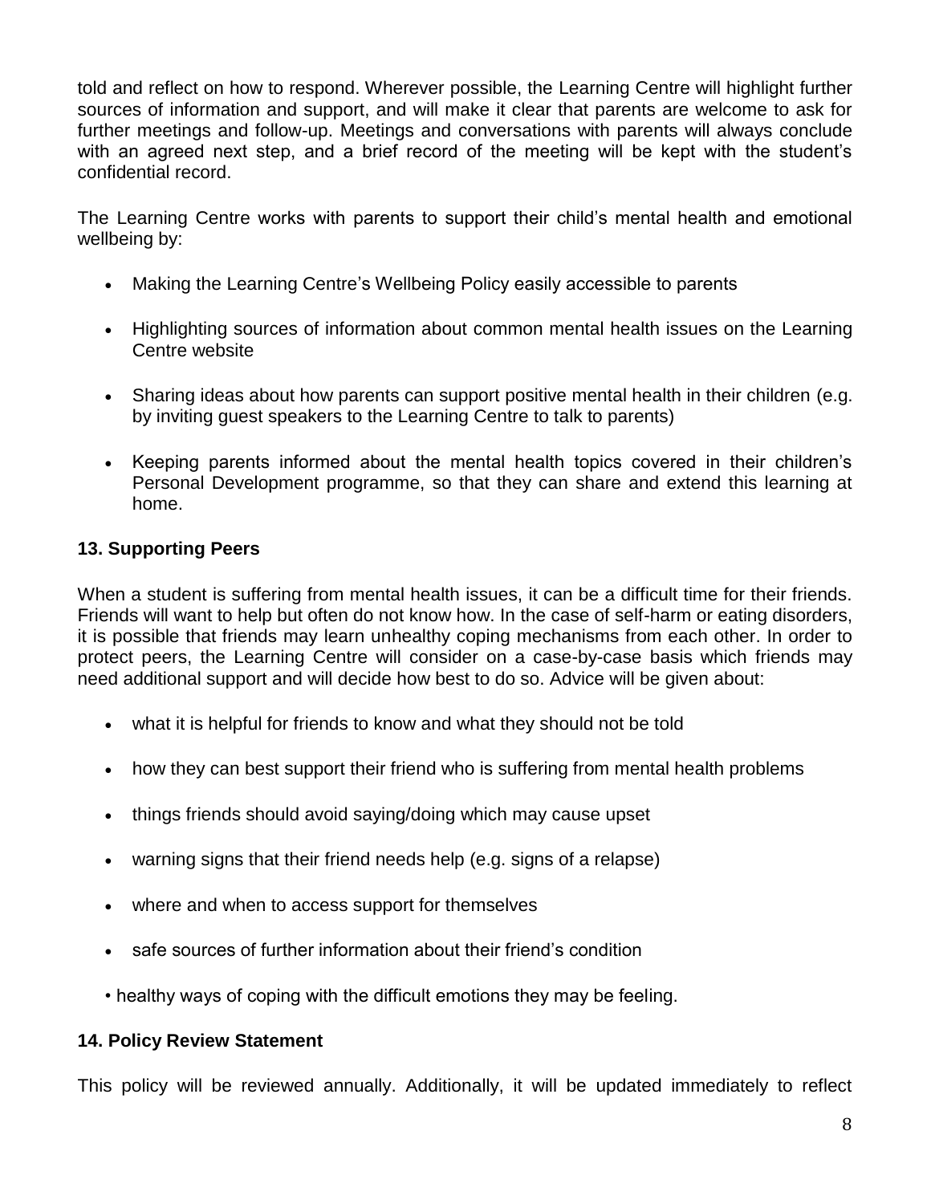told and reflect on how to respond. Wherever possible, the Learning Centre will highlight further sources of information and support, and will make it clear that parents are welcome to ask for further meetings and follow-up. Meetings and conversations with parents will always conclude with an agreed next step, and a brief record of the meeting will be kept with the student's confidential record.

The Learning Centre works with parents to support their child's mental health and emotional wellbeing by:

- Making the Learning Centre's Wellbeing Policy easily accessible to parents
- Highlighting sources of information about common mental health issues on the Learning Centre website
- Sharing ideas about how parents can support positive mental health in their children (e.g. by inviting guest speakers to the Learning Centre to talk to parents)
- Keeping parents informed about the mental health topics covered in their children's Personal Development programme, so that they can share and extend this learning at home.

### 13. Supporting Peers

When a student is suffering from mental health issues, it can be a difficult time for their friends. Friends will want to help but often do not know how. In the case of self-harm or eating disorders, it is possible that friends may learn unhealthy coping mechanisms from each other. In order to protect peers, the Learning Centre will consider on a case-by-case basis which friends may need additional support and will decide how best to do so. Advice will be given about:

- what it is helpful for friends to know and what they should not be told
- how they can best support their friend who is suffering from mental health problems
- things friends should avoid saying/doing which may cause upset
- warning signs that their friend needs help (e.g. signs of a relapse)
- where and when to access support for themselves
- safe sources of further information about their friend's condition
- healthy ways of coping with the difficult emotions they may be feeling.

### 14. Policy Review Statement

This policy will be reviewed annually. Additionally, it will be updated immediately to reflect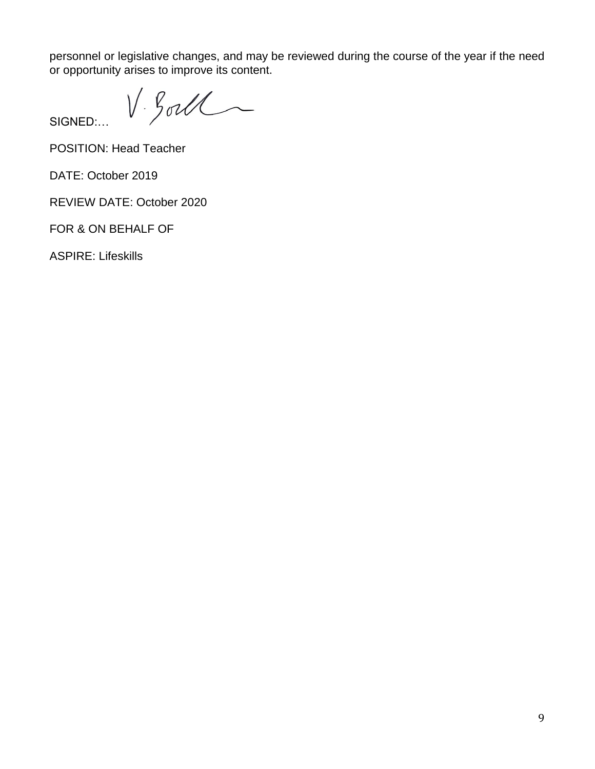personnel or legislative changes, and may be reviewed during the course of the year if the need or opportunity arises to improve its content.

SIGNED:… V. Boll

POSITION: Head Teacher

DATE: October 2019

REVIEW DATE: October 2020

FOR & ON BEHALF OF

ASPIRE: Lifeskills